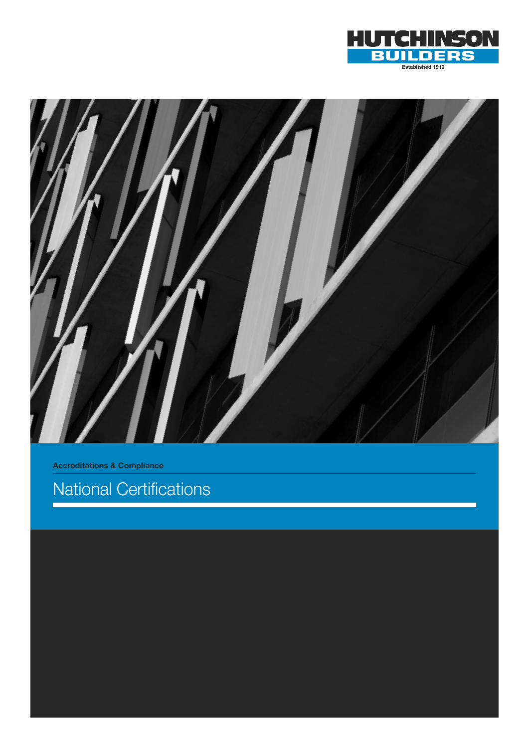HUTCHINSON BUILDERS

Established 1912

**Accreditations & Compliance**

# National Certifications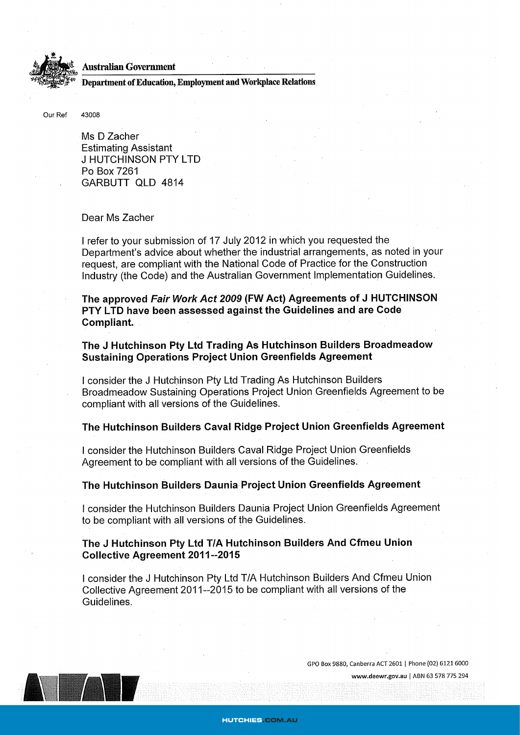**Australian Government**

**Department of Education, Employment and Workplace Relations**

Our Ref 43008

Ms D Zacher
Estimating Assistant
J HUTCHINSON PTY LTD
Po Box 7261
GARBUTT QLD 4814

Dear Ms Zacher

I refer to your submission of 17 July 2012 in which you requested the Department's advice about whether the industrial arrangements, as noted in your request, are compliant with the National Code of Practice for the Construction Industry (the Code) and the Australian Government Implementation Guidelines.

**The approved *Fair Work Act 2009* (FW Act) Agreements of J HUTCHINSON PTY LTD have been assessed against the Guidelines and are Code Compliant.**

**The J Hutchinson Pty Ltd Trading As Hutchinson Builders Broadmeadow Sustaining Operations Project Union Greenfields Agreement**

I consider the J Hutchinson Pty Ltd Trading As Hutchinson Builders Broadmeadow Sustaining Operations Project Union Greenfields Agreement to be compliant with all versions of the Guidelines.

**The Hutchinson Builders Caval Ridge Project Union Greenfields Agreement**

I consider the Hutchinson Builders Caval Ridge Project Union Greenfields Agreement to be compliant with all versions of the Guidelines.

**The Hutchinson Builders Daunia Project Union Greenfields Agreement**

I consider the Hutchinson Builders Daunia Project Union Greenfields Agreement to be compliant with all versions of the Guidelines.

**The J Hutchinson Pty Ltd T/A Hutchinson Builders And Cfmeu Union Collective Agreement 2011--2015**

I consider the J Hutchinson Pty Ltd T/A Hutchinson Builders And Cfmeu Union Collective Agreement 2011--2015 to be compliant with all versions of the Guidelines.

GPO Box 9880, Canberra ACT 2601 | Phone (02) 6121 6000
www.deewr.gov.au | ABN 63 578 775 294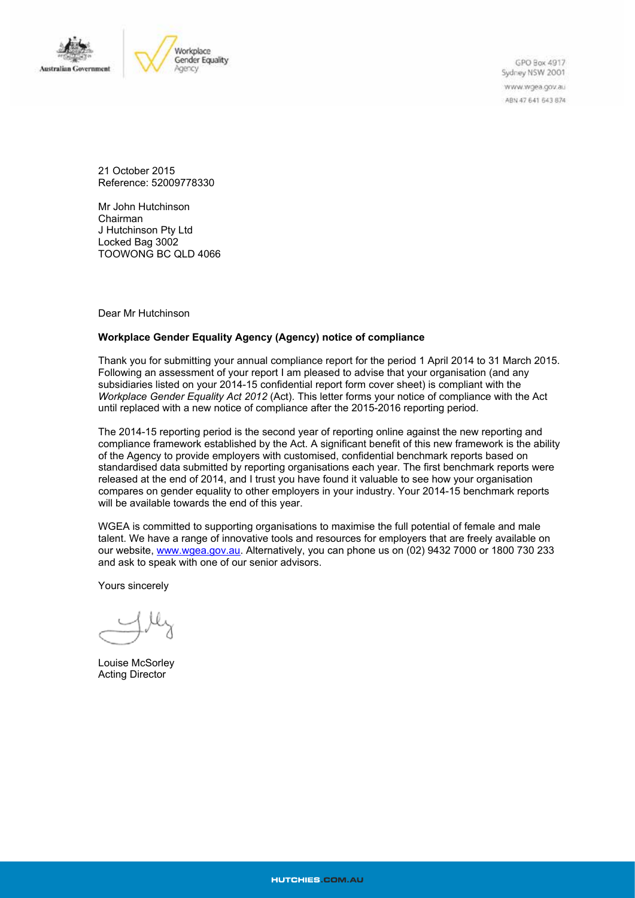Australian Government

Workplace Gender Equality Agency

GPO Box 4917
Sydney NSW 2001
www.wgea.gov.au
ABN 47 641 643 874

21 October 2015
Reference: 52009778330

Mr John Hutchinson
Chairman
J Hutchinson Pty Ltd
Locked Bag 3002
TOOWONG BC QLD 4066

Dear Mr Hutchinson

**Workplace Gender Equality Agency (Agency) notice of compliance**

Thank you for submitting your annual compliance report for the period 1 April 2014 to 31 March 2015. Following an assessment of your report I am pleased to advise that your organisation (and any subsidiaries listed on your 2014-15 confidential report form cover sheet) is compliant with the *Workplace Gender Equality Act 2012* (Act). This letter forms your notice of compliance with the Act until replaced with a new notice of compliance after the 2015-2016 reporting period.

The 2014-15 reporting period is the second year of reporting online against the new reporting and compliance framework established by the Act. A significant benefit of this new framework is the ability of the Agency to provide employers with customised, confidential benchmark reports based on standardised data submitted by reporting organisations each year. The first benchmark reports were released at the end of 2014, and I trust you have found it valuable to see how your organisation compares on gender equality to other employers in your industry. Your 2014-15 benchmark reports will be available towards the end of this year.

WGEA is committed to supporting organisations to maximise the full potential of female and male talent. We have a range of innovative tools and resources for employers that are freely available on our website, www.wgea.gov.au. Alternatively, you can phone us on (02) 9432 7000 or 1800 730 233 and ask to speak with one of our senior advisors.

Yours sincerely

Louise McSorley
Acting Director

HUTCHIES.COM.AU